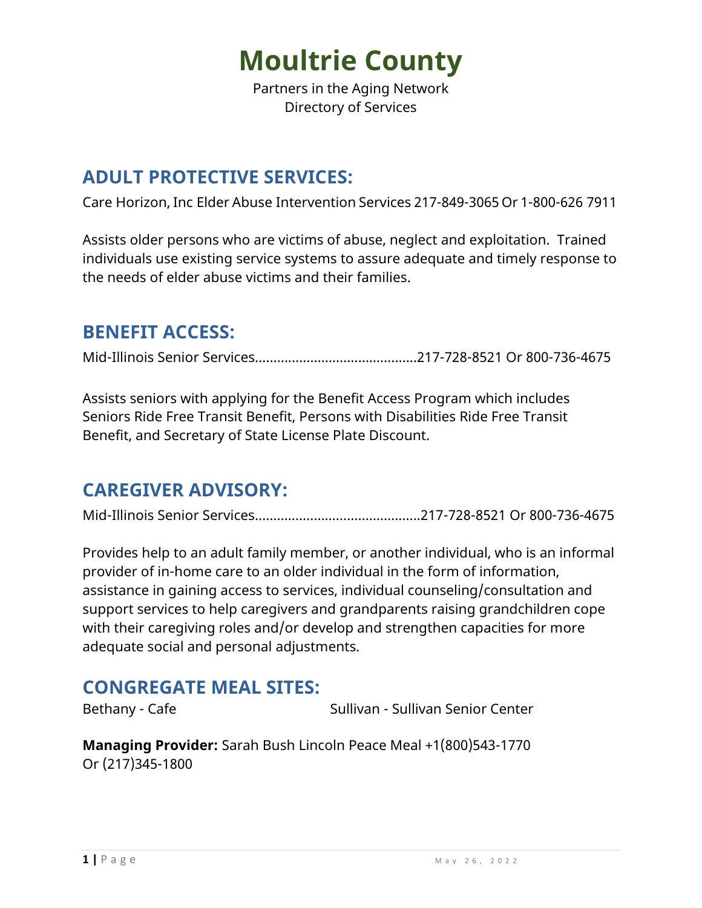# Moultrie County

Partners in the Aging Network
Directory of Services

## ADULT PROTECTIVE SERVICES:

Care Horizon, Inc Elder Abuse Intervention Services 217-849-3065 Or 1-800-626 7911

Assists older persons who are victims of abuse, neglect and exploitation. Trained individuals use existing service systems to assure adequate and timely response to the needs of elder abuse victims and their families.

## BENEFIT ACCESS:

Mid-Illinois Senior Services...........................................217-728-8521 Or 800-736-4675

Assists seniors with applying for the Benefit Access Program which includes Seniors Ride Free Transit Benefit, Persons with Disabilities Ride Free Transit Benefit, and Secretary of State License Plate Discount.

## CAREGIVER ADVISORY:

Mid-Illinois Senior Services............................................217-728-8521 Or 800-736-4675

Provides help to an adult family member, or another individual, who is an informal provider of in-home care to an older individual in the form of information, assistance in gaining access to services, individual counseling/consultation and support services to help caregivers and grandparents raising grandchildren cope with their caregiving roles and/or develop and strengthen capacities for more adequate social and personal adjustments.

## CONGREGATE MEAL SITES:

Bethany - Cafe

Sullivan - Sullivan Senior Center

**Managing Provider:** Sarah Bush Lincoln Peace Meal +1(800)543-1770 Or (217)345-1800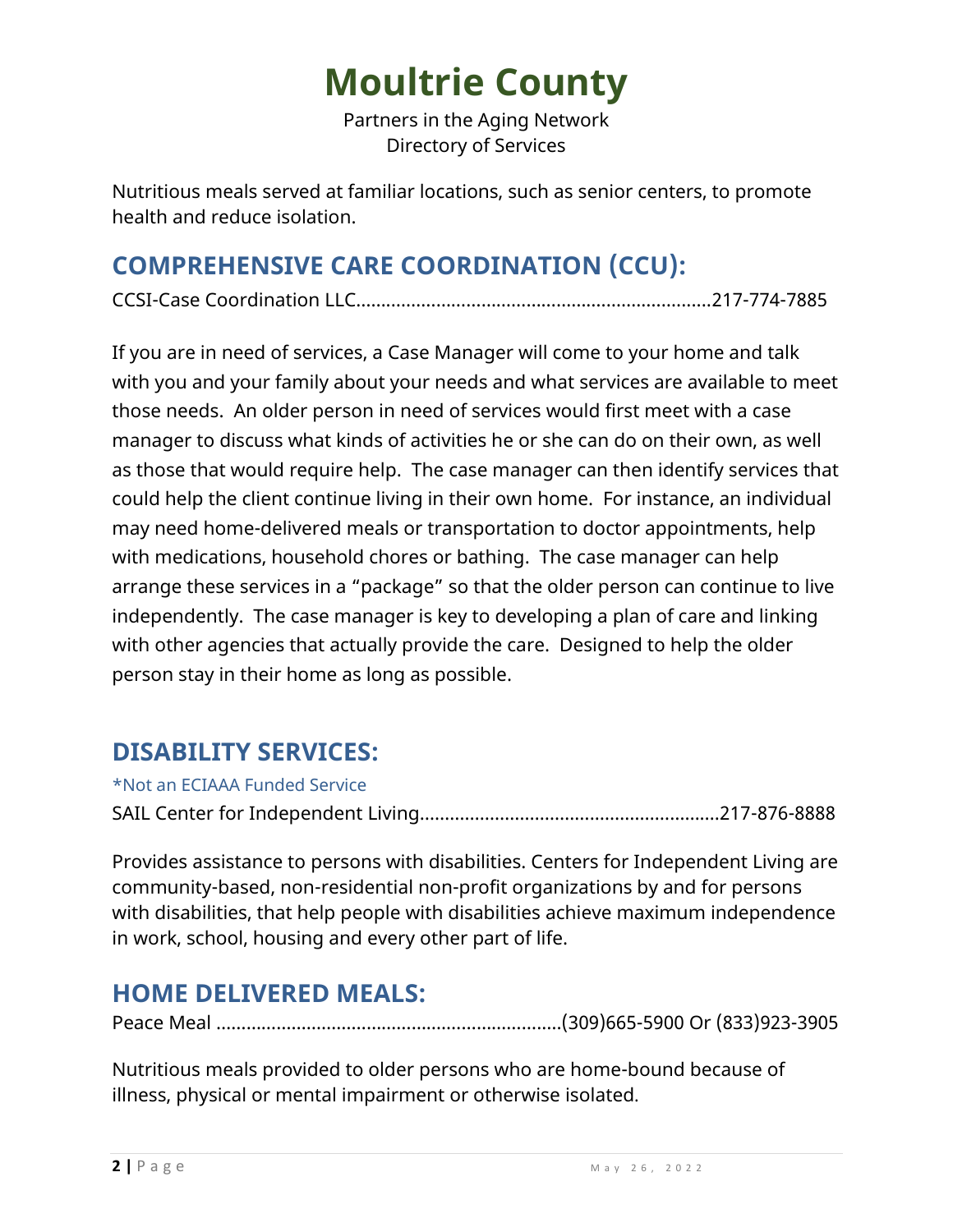# Moultrie County

Partners in the Aging Network
Directory of Services

Nutritious meals served at familiar locations, such as senior centers, to promote health and reduce isolation.

## COMPREHENSIVE CARE COORDINATION (CCU):

CCSI-Case Coordination LLC......................................................................217-774-7885

If you are in need of services, a Case Manager will come to your home and talk with you and your family about your needs and what services are available to meet those needs. An older person in need of services would first meet with a case manager to discuss what kinds of activities he or she can do on their own, as well as those that would require help. The case manager can then identify services that could help the client continue living in their own home. For instance, an individual may need home-delivered meals or transportation to doctor appointments, help with medications, household chores or bathing. The case manager can help arrange these services in a "package" so that the older person can continue to live independently. The case manager is key to developing a plan of care and linking with other agencies that actually provide the care. Designed to help the older person stay in their home as long as possible.

## DISABILITY SERVICES:

*Not an ECIAAA Funded Service

SAIL Center for Independent Living...........................................................217-876-8888

Provides assistance to persons with disabilities. Centers for Independent Living are community-based, non-residential non-profit organizations by and for persons with disabilities, that help people with disabilities achieve maximum independence in work, school, housing and every other part of life.

## HOME DELIVERED MEALS:

Peace Meal ....................................................................(309)665-5900 Or (833)923-3905

Nutritious meals provided to older persons who are home-bound because of illness, physical or mental impairment or otherwise isolated.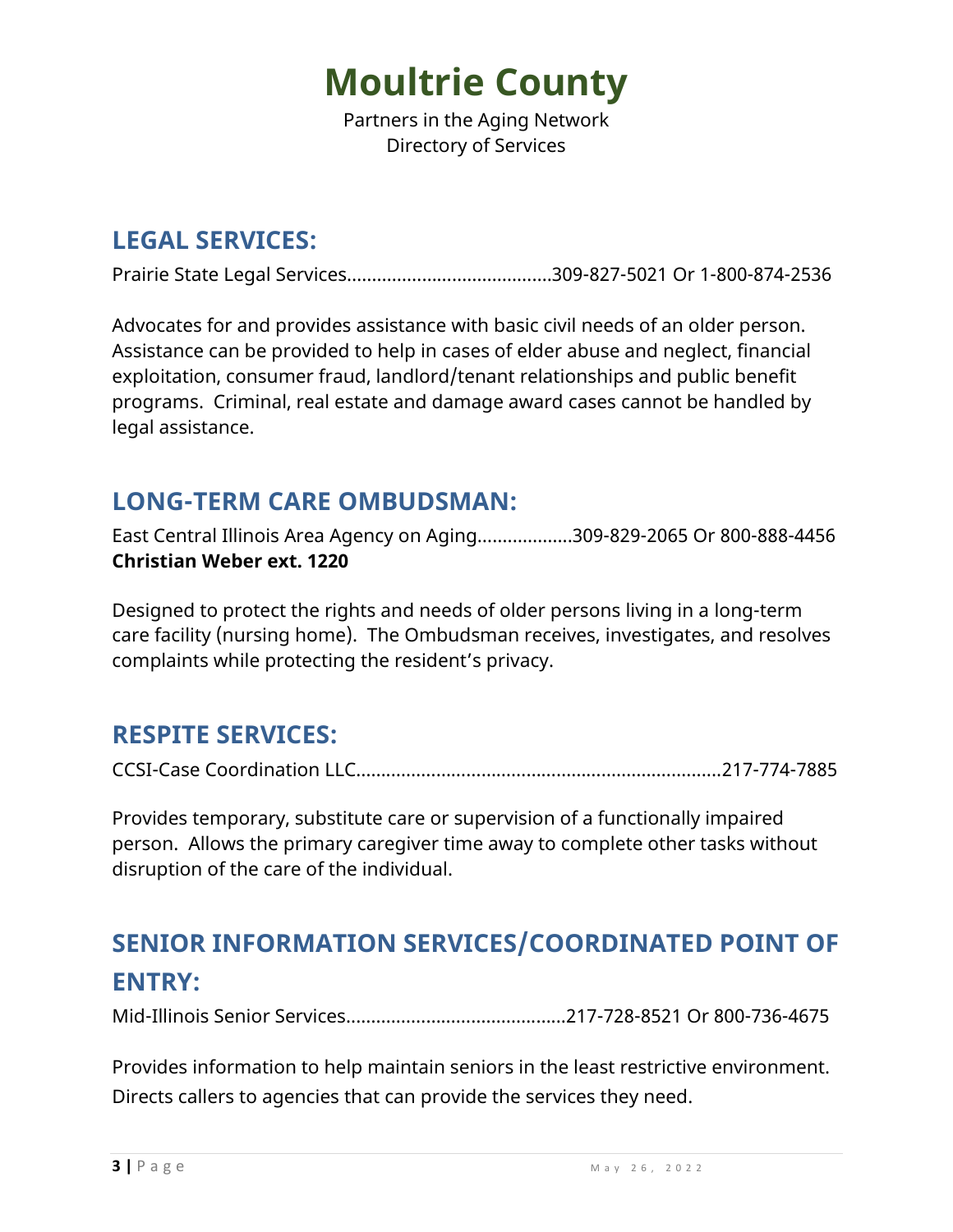# Moultrie County

Partners in the Aging Network
Directory of Services

## LEGAL SERVICES:

Prairie State Legal Services........................................309-827-5021 Or 1-800-874-2536

Advocates for and provides assistance with basic civil needs of an older person. Assistance can be provided to help in cases of elder abuse and neglect, financial exploitation, consumer fraud, landlord/tenant relationships and public benefit programs. Criminal, real estate and damage award cases cannot be handled by legal assistance.

## LONG-TERM CARE OMBUDSMAN:

East Central Illinois Area Agency on Aging..................309-829-2065 Or 800-888-4456
**Christian Weber ext. 1220**

Designed to protect the rights and needs of older persons living in a long-term care facility (nursing home). The Ombudsman receives, investigates, and resolves complaints while protecting the resident's privacy.

## RESPITE SERVICES:

CCSI-Case Coordination LLC........................................................................217-774-7885

Provides temporary, substitute care or supervision of a functionally impaired person. Allows the primary caregiver time away to complete other tasks without disruption of the care of the individual.

## SENIOR INFORMATION SERVICES/COORDINATED POINT OF ENTRY:

Mid-Illinois Senior Services...........................................217-728-8521 Or 800-736-4675

Provides information to help maintain seniors in the least restrictive environment. Directs callers to agencies that can provide the services they need.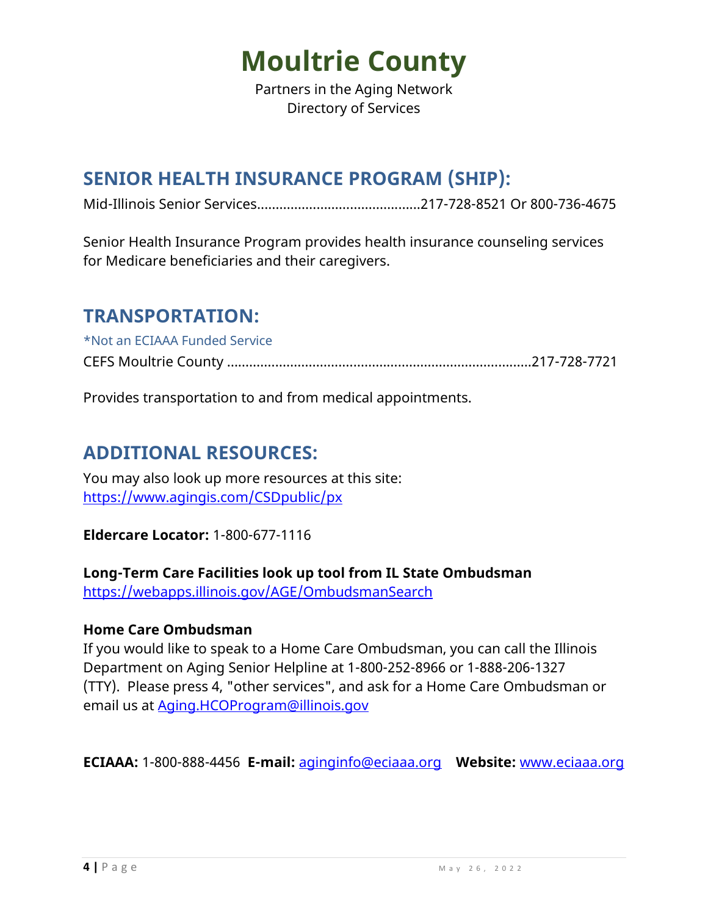# Moultrie County

Partners in the Aging Network
Directory of Services

## SENIOR HEALTH INSURANCE PROGRAM (SHIP):

Mid-Illinois Senior Services..........................................217-728-8521 Or 800-736-4675

Senior Health Insurance Program provides health insurance counseling services for Medicare beneficiaries and their caregivers.

## TRANSPORTATION:

*Not an ECIAAA Funded Service

CEFS Moultrie County ................................................................................217-728-7721

Provides transportation to and from medical appointments.

## ADDITIONAL RESOURCES:

You may also look up more resources at this site: https://www.agingis.com/CSDpublic/px

**Eldercare Locator:** 1-800-677-1116

**Long-Term Care Facilities look up tool from IL State Ombudsman**
https://webapps.illinois.gov/AGE/OmbudsmanSearch

**Home Care Ombudsman**
If you would like to speak to a Home Care Ombudsman, you can call the Illinois Department on Aging Senior Helpline at 1-800-252-8966 or 1-888-206-1327 (TTY). Please press 4, "other services", and ask for a Home Care Ombudsman or email us at Aging.HCOProgram@illinois.gov

**ECIAAA:** 1-800-888-4456 **E-mail:** aginginfo@eciaaa.org **Website:** www.eciaaa.org